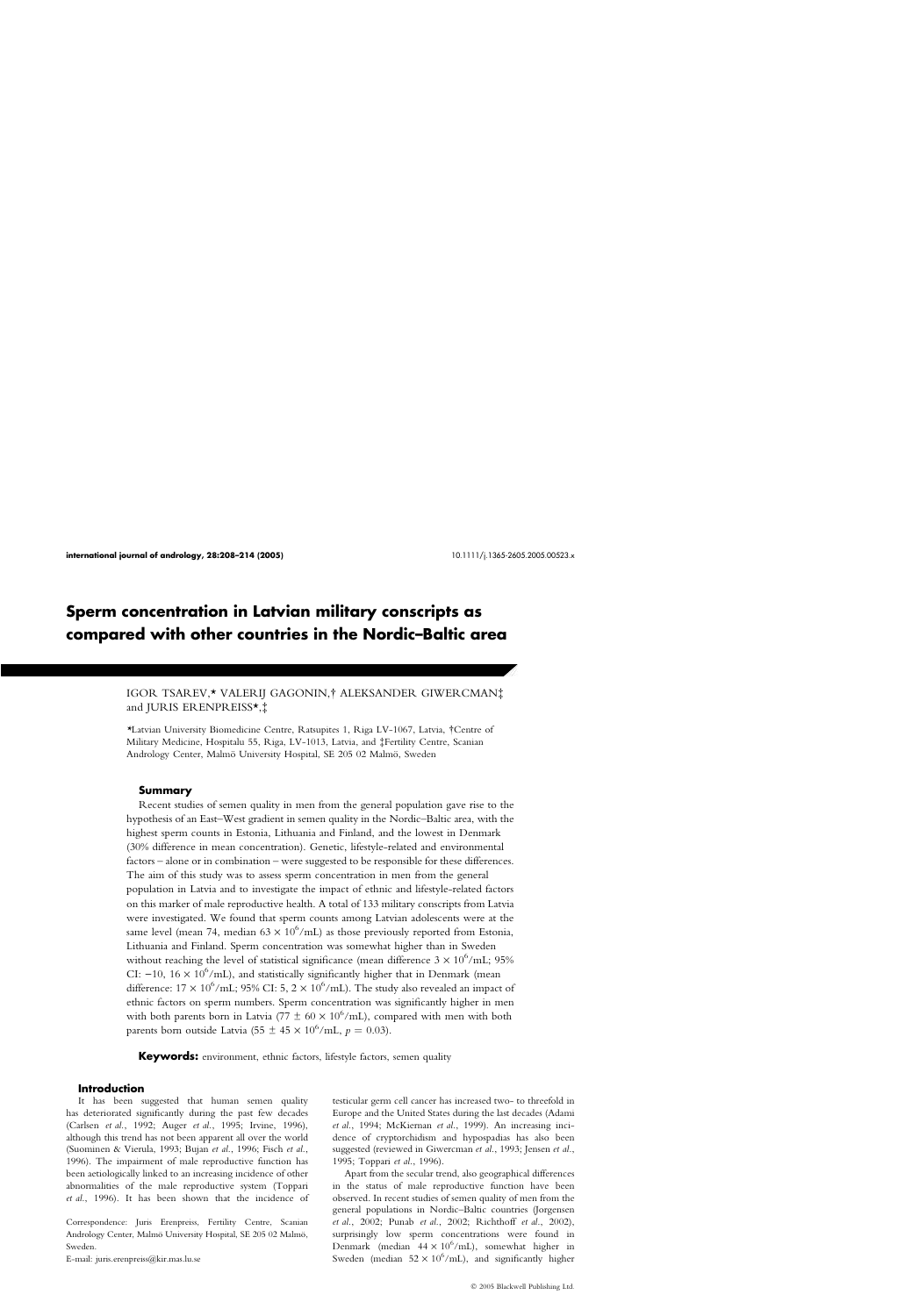# Sperm concentration in Latvian military conscripts as compared with other countries in the Nordic–Baltic area

IGOR TSAREV,* VALERIJ GAGONIN,† ALEKSANDER GIWERCMAN‡ and JURIS ERENPREISS*,‡

*Latvian University Biomedicine Centre, Ratsupites 1, Riga LV-1067, Latvia, †Centre of Military Medicine, Hospitalu 55, Riga, LV-1013, Latvia, and ‡Fertility Centre, Scanian Andrology Center, Malmö University Hospital, SE 205 02 Malmö, Sweden

## Summary

Recent studies of semen quality in men from the general population gave rise to the hypothesis of an East–West gradient in semen quality in the Nordic–Baltic area, with the highest sperm counts in Estonia, Lithuania and Finland, and the lowest in Denmark (30% difference in mean concentration). Genetic, lifestyle-related and environmental factors – alone or in combination – were suggested to be responsible for these differences. The aim of this study was to assess sperm concentration in men from the general population in Latvia and to investigate the impact of ethnic and lifestyle-related factors on this marker of male reproductive health. A total of 133 military conscripts from Latvia were investigated. We found that sperm counts among Latvian adolescents were at the same level (mean 74, median $63 \times 10^6$/mL) as those previously reported from Estonia, Lithuania and Finland. Sperm concentration was somewhat higher than in Sweden without reaching the level of statistical significance (mean difference $3 \times 10^6$/mL; 95% CI: $-10$, $16 \times 10^6$/mL), and statistically significantly higher that in Denmark (mean difference: $17 \times 10^6$/mL; 95% CI: 5, $2 \times 10^6$/mL). The study also revealed an impact of ethnic factors on sperm numbers. Sperm concentration was significantly higher in men with both parents born in Latvia ($77 \pm 60 \times 10^6$/mL), compared with men with both parents born outside Latvia ($55 \pm 45 \times 10^6$/mL, $p = 0.03$).

**Keywords:** environment, ethnic factors, lifestyle factors, semen quality

## Introduction

It has been suggested that human semen quality has deteriorated significantly during the past few decades (Carlsen *et al.*, 1992; Auger *et al.*, 1995; Irvine, 1996), although this trend has not been apparent all over the world (Suominen & Vierula, 1993; Bujan *et al.*, 1996; Fisch *et al.*, 1996). The impairment of male reproductive function has been aetiologically linked to an increasing incidence of other abnormalities of the male reproductive system (Toppari *et al.*, 1996). It has been shown that the incidence of testicular germ cell cancer has increased two- to threefold in Europe and the United States during the last decades (Adami *et al.*, 1994; McKiernan *et al.*, 1999). An increasing incidence of cryptorchidism and hypospadias has also been suggested (reviewed in Giwercman *et al.*, 1993; Jensen *et al.*, 1995; Toppari *et al.*, 1996).

Apart from the secular trend, also geographical differences in the status of male reproductive function have been observed. In recent studies of semen quality of men from the general populations in Nordic–Baltic countries (Jorgensen *et al.*, 2002; Punab *et al.*, 2002; Richthoff *et al.*, 2002), surprisingly low sperm concentrations were found in Denmark (median $44 \times 10^6$/mL), somewhat higher in Sweden (median $52 \times 10^6$/mL), and significantly higher

Correspondence: Juris Erenpreiss, Fertility Centre, Scanian Andrology Center, Malmö University Hospital, SE 205 02 Malmö, Sweden.
E-mail: juris.erenpreiss@kir.mas.lu.se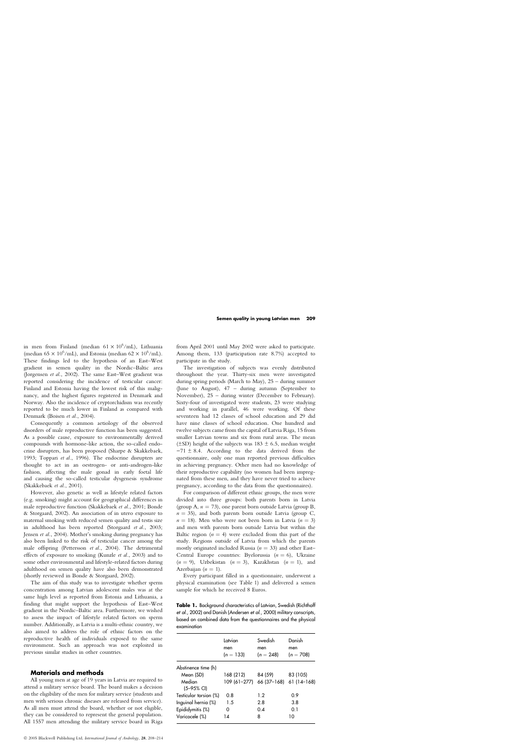in men from Finland (median $61 \times 10^6$/mL), Lithuania (median $65 \times 10^6$/mL), and Estonia (median $62 \times 10^6$/mL). These findings led to the hypothesis of an East–West gradient in semen quality in the Nordic–Baltic area (Jorgensen *et al.*, 2002). The same East–West gradient was reported considering the incidence of testicular cancer: Finland and Estonia having the lowest risk of this malignancy, and the highest figures registered in Denmark and Norway. Also the incidence of cryptorchidism was recently reported to be much lower in Finland as compared with Denmark (Boisen *et al.*, 2004).

Consequently a common aetiology of the observed disorders of male reproductive function has been suggested. As a possible cause, exposure to environmentally derived compounds with hormone-like action, the so-called endocrine disrupters, has been proposed (Sharpe & Skakkebaek, 1993; Toppari *et al.*, 1996). The endocrine disrupters are thought to act in an oestrogen- or anti-androgen-like fashion, affecting the male gonad in early foetal life and causing the so-called testicular dysgenesis syndrome (Skakkebaek *et al.*, 2001).

However, also genetic as well as lifestyle related factors (e.g. smoking) might account for geographical differences in male reproductive function (Skakkebaek *et al.*, 2001; Bonde & Storgaard, 2002). An association of in utero exposure to maternal smoking with reduced semen quality and testis size in adulthood has been reported (Storgaard *et al.*, 2003; Jensen *et al.*, 2004). Mother's smoking during pregnancy has also been linked to the risk of testicular cancer among the male offspring (Pettersson *et al.*, 2004). The detrimental effects of exposure to smoking (Kunzle *et al.*, 2003) and to some other environmental and lifestyle-related factors during adulthood on semen quality have also been demonstrated (shortly reviewed in Bonde & Storgaard, 2002).

The aim of this study was to investigate whether sperm concentration among Latvian adolescent males was at the same high level as reported from Estonia and Lithuania, a finding that might support the hypothesis of East–West gradient in the Nordic–Baltic area. Furthermore, we wished to assess the impact of lifestyle related factors on sperm number. Additionally, as Latvia is a multi-ethnic country, we also aimed to address the role of ethnic factors on the reproductive health of individuals exposed to the same environment. Such an approach was not exploited in previous similar studies in other countries.

## Materials and methods

All young men at age of 19 years in Latvia are required to attend a military service board. The board makes a decision on the eligibility of the men for military service (students and men with serious chronic diseases are released from service). As all men must attend the board, whether or not eligible, they can be considered to represent the general population. All 1557 men attending the military service board in Riga from April 2001 until May 2002 were asked to participate. Among them, 133 (participation rate 8.7%) accepted to participate in the study.

The investigation of subjects was evenly distributed throughout the year. Thirty-six men were investigated during spring periods (March to May), 25 – during summer (June to August), 47 – during autumn (September to November), 25 – during winter (December to February). Sixty-four of investigated were students, 23 were studying and working in parallel, 46 were working. Of these seventeen had 12 classes of school education and 29 did have nine classes of school education. One hundred and twelve subjects came from the capital of Latvia Riga, 15 from smaller Latvian towns and six from rural areas. The mean ($\pm$SD) height of the subjects was $183 \pm 6.5$, median weight $-71 \pm 8.4$. According to the data derived from the questionnaire, only one man reported previous difficulties in achieving pregnancy. Other men had no knowledge of their reproductive capability (no women had been impregnated from these men, and they have never tried to achieve pregnancy, according to the data from the questionnaires).

For comparison of different ethnic groups, the men were divided into three groups: both parents born in Latvia (group A, $n = 73$), one parent born outside Latvia (group B, $n = 35$), and both parents born outside Latvia (group C, $n = 18$). Men who were not been born in Latvia ($n = 3$) and men with parents born outside Latvia but within the Baltic region ($n = 4$) were excluded from this part of the study. Regions outside of Latvia from which the parents mostly originated included Russia ($n = 33$) and other East–Central Europe countries: Byelorussia ($n = 6$), Ukraine ($n = 9$), Uzbekistan ($n = 3$), Kazakhstan ($n = 1$), and Azerbaijan ($n = 1$).

Every participant filled in a questionnaire, underwent a physical examination (see Table 1) and delivered a semen sample for which he received 8 Euros.

**Table 1.** Background characteristics of Latvian, Swedish (Richthoff *et al.*, 2002) and Danish (Andersen *et al.*, 2000) military conscripts, based on combined data from the questionnaires and the physical examination

| | Latvian men ($n = 133$) | Swedish men ($n = 248$) | Danish men ($n = 708$) |
|---|---|---|---|
| Abstinence time (h) | | | |
| Mean (SD) | 168 (212) | 84 (59) | 83 (105) |
| Median (5–95% CI) | 109 (61–277) | 66 (37–168) | 61 (14–168) |
| Testicular torsion (%) | 0.8 | 1.2 | 0.9 |
| Inguinal hernia (%) | 1.5 | 2.8 | 3.8 |
| Epididymitis (%) | 0 | 0.4 | 0.1 |
| Varicocele (%) | 14 | 8 | 10 |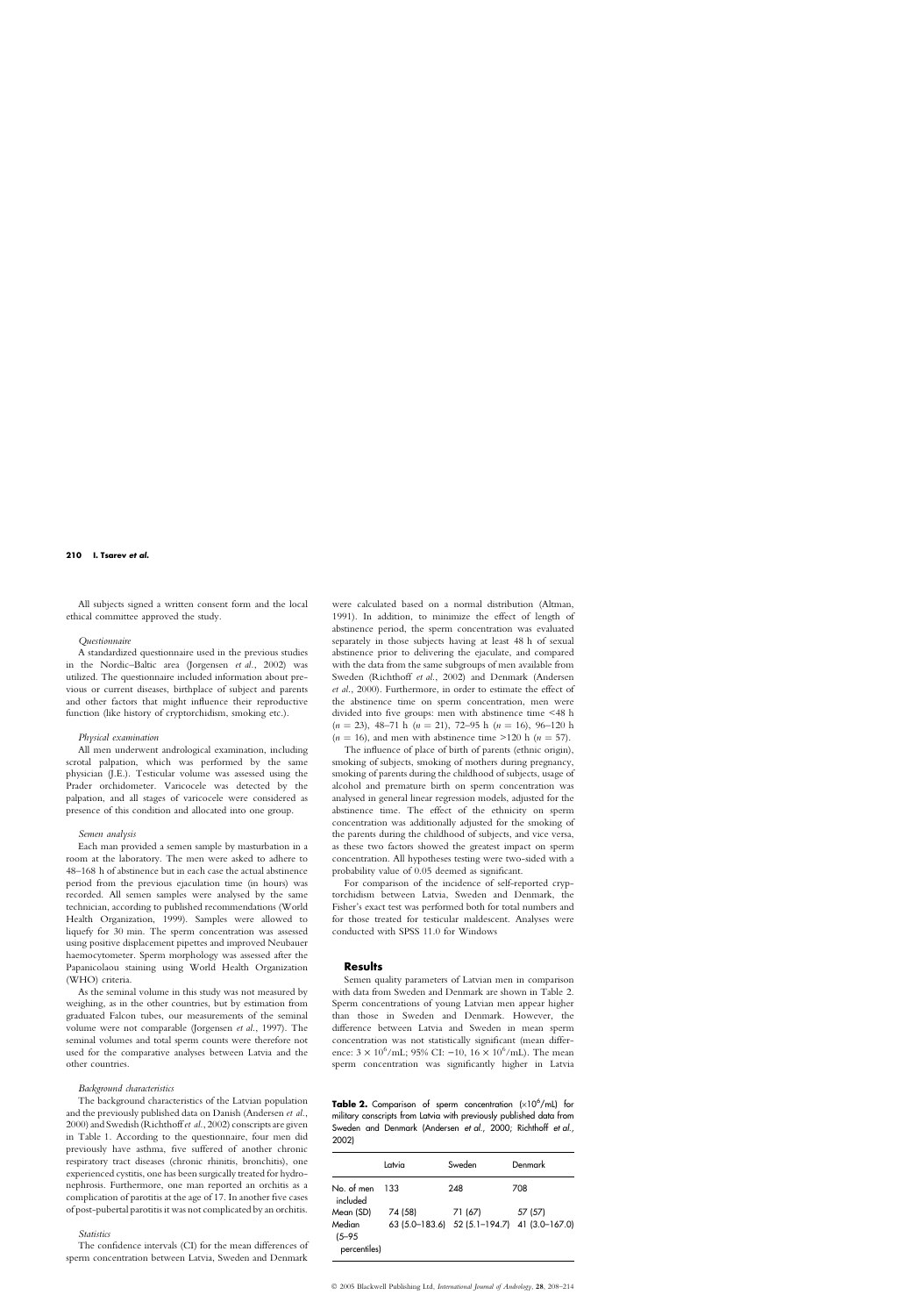All subjects signed a written consent form and the local ethical committee approved the study.

*Questionnaire*

A standardized questionnaire used in the previous studies in the Nordic–Baltic area (Jorgensen *et al.*, 2002) was utilized. The questionnaire included information about previous or current diseases, birthplace of subject and parents and other factors that might influence their reproductive function (like history of cryptorchidism, smoking etc.).

*Physical examination*

All men underwent andrological examination, including scrotal palpation, which was performed by the same physician (J.E.). Testicular volume was assessed using the Prader orchidometer. Varicocele was detected by the palpation, and all stages of varicocele were considered as presence of this condition and allocated into one group.

*Semen analysis*

Each man provided a semen sample by masturbation in a room at the laboratory. The men were asked to adhere to 48–168 h of abstinence but in each case the actual abstinence period from the previous ejaculation time (in hours) was recorded. All semen samples were analysed by the same technician, according to published recommendations (World Health Organization, 1999). Samples were allowed to liquefy for 30 min. The sperm concentration was assessed using positive displacement pipettes and improved Neubauer haemocytometer. Sperm morphology was assessed after the Papanicolaou staining using World Health Organization (WHO) criteria.

As the seminal volume in this study was not measured by weighing, as in the other countries, but by estimation from graduated Falcon tubes, our measurements of the seminal volume were not comparable (Jorgensen *et al.*, 1997). The seminal volumes and total sperm counts were therefore not used for the comparative analyses between Latvia and the other countries.

*Background characteristics*

The background characteristics of the Latvian population and the previously published data on Danish (Andersen *et al.*, 2000) and Swedish (Richthoff *et al.*, 2002) conscripts are given in Table 1. According to the questionnaire, four men did previously have asthma, five suffered of another chronic respiratory tract diseases (chronic rhinitis, bronchitis), one experienced cystitis, one has been surgically treated for hydronephrosis. Furthermore, one man reported an orchitis as a complication of parotitis at the age of 17. In another five cases of post-pubertal parotitis it was not complicated by an orchitis.

*Statistics*

The confidence intervals (CI) for the mean differences of sperm concentration between Latvia, Sweden and Denmark were calculated based on a normal distribution (Altman, 1991). In addition, to minimize the effect of length of abstinence period, the sperm concentration was evaluated separately in those subjects having at least 48 h of sexual abstinence prior to delivering the ejaculate, and compared with the data from the same subgroups of men available from Sweden (Richthoff *et al.*, 2002) and Denmark (Andersen *et al.*, 2000). Furthermore, in order to estimate the effect of the abstinence time on sperm concentration, men were divided into five groups: men with abstinence time <48 h ($n = 23$), 48–71 h ($n = 21$), 72–95 h ($n = 16$), 96–120 h ($n = 16$), and men with abstinence time >120 h ($n = 57$).

The influence of place of birth of parents (ethnic origin), smoking of subjects, smoking of mothers during pregnancy, smoking of parents during the childhood of subjects, usage of alcohol and premature birth on sperm concentration was analysed in general linear regression models, adjusted for the abstinence time. The effect of the ethnicity on sperm concentration was additionally adjusted for the smoking of the parents during the childhood of subjects, and vice versa, as these two factors showed the greatest impact on sperm concentration. All hypotheses testing were two-sided with a probability value of 0.05 deemed as significant.

For comparison of the incidence of self-reported cryptorchidism between Latvia, Sweden and Denmark, the Fisher's exact test was performed both for total numbers and for those treated for testicular maldescent. Analyses were conducted with SPSS 11.0 for Windows

## Results

Semen quality parameters of Latvian men in comparison with data from Sweden and Denmark are shown in Table 2. Sperm concentrations of young Latvian men appear higher than those in Sweden and Denmark. However, the difference between Latvia and Sweden in mean sperm concentration was not statistically significant (mean difference: $3 \times 10^6$/mL; 95% CI: −10, $16 \times 10^6$/mL). The mean sperm concentration was significantly higher in Latvia

**Table 2.** Comparison of sperm concentration ($\times 10^6$/mL) for military conscripts from Latvia with previously published data from Sweden and Denmark (Andersen *et al.*, 2000; Richthoff *et al.*, 2002)

| | Latvia | Sweden | Denmark |
|---|---|---|---|
| No. of men included | 133 | 248 | 708 |
| Mean (SD) | 74 (58) | 71 (67) | 57 (57) |
| Median (5–95 percentiles) | 63 (5.0–183.6) | 52 (5.1–194.7) | 41 (3.0–167.0) |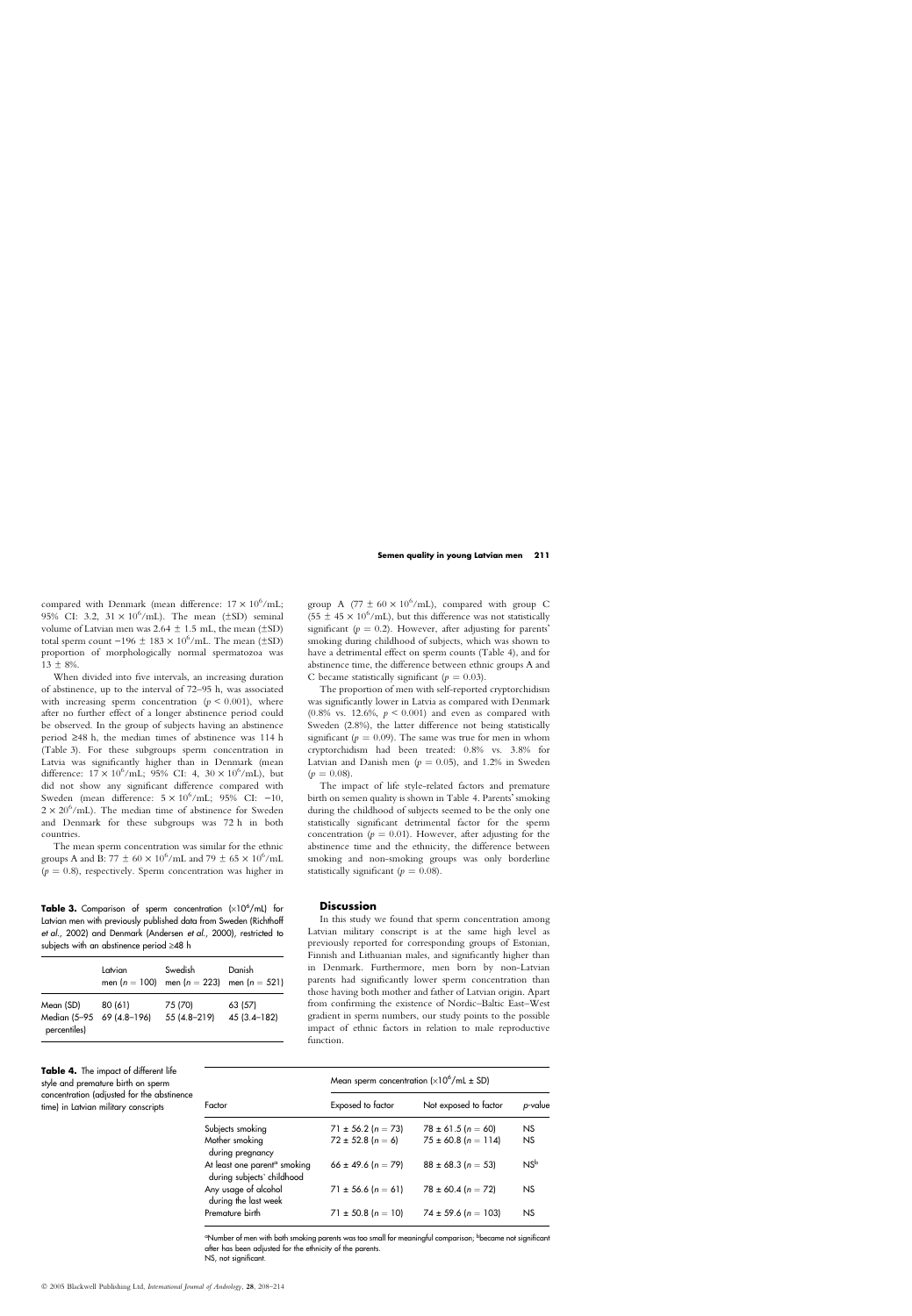compared with Denmark (mean difference: $17 \times 10^6$/mL; 95% CI: 3.2, $31 \times 10^6$/mL). The mean (±SD) seminal volume of Latvian men was 2.64 ± 1.5 mL, the mean (±SD) total sperm count −196 ± 183 × $10^6$/mL. The mean (±SD) proportion of morphologically normal spermatozoa was 13 ± 8%.

When divided into five intervals, an increasing duration of abstinence, up to the interval of 72–95 h, was associated with increasing sperm concentration ($p < 0.001$), where after no further effect of a longer abstinence period could be observed. In the group of subjects having an abstinence period ≥48 h, the median times of abstinence was 114 h (Table 3). For these subgroups sperm concentration in Latvia was significantly higher than in Denmark (mean difference: $17 \times 10^6$/mL; 95% CI: 4, $30 \times 10^6$/mL), but did not show any significant difference compared with Sweden (mean difference: $5 \times 10^6$/mL; 95% CI: −10, $2 \times 20^6$/mL). The median time of abstinence for Sweden and Denmark for these subgroups was 72 h in both countries.

The mean sperm concentration was similar for the ethnic groups A and B: 77 ± 60 × $10^6$/mL and 79 ± 65 × $10^6$/mL ($p = 0.8$), respectively. Sperm concentration was higher in group A (77 ± 60 × $10^6$/mL), compared with group C (55 ± 45 × $10^6$/mL), but this difference was not statistically significant ($p = 0.2$). However, after adjusting for parents' smoking during childhood of subjects, which was shown to have a detrimental effect on sperm counts (Table 4), and for abstinence time, the difference between ethnic groups A and C became statistically significant ($p = 0.03$).

The proportion of men with self-reported cryptorchidism was significantly lower in Latvia as compared with Denmark (0.8% vs. 12.6%, $p < 0.001$) and even as compared with Sweden (2.8%), the latter difference not being statistically significant ($p = 0.09$). The same was true for men in whom cryptorchidism had been treated: 0.8% vs. 3.8% for Latvian and Danish men ($p = 0.05$), and 1.2% in Sweden ($p = 0.08$).

The impact of life style-related factors and premature birth on semen quality is shown in Table 4. Parents' smoking during the childhood of subjects seemed to be the only one statistically significant detrimental factor for the sperm concentration ($p = 0.01$). However, after adjusting for the abstinence time and the ethnicity, the difference between smoking and non-smoking groups was only borderline statistically significant ($p = 0.08$).

**Table 3.** Comparison of sperm concentration (×$10^6$/mL) for Latvian men with previously published data from Sweden (Richthoff *et al.*, 2002) and Denmark (Andersen *et al.*, 2000), restricted to subjects with an abstinence period ≥48 h

| | Latvian men ($n = 100$) | Swedish men ($n = 223$) | Danish men ($n = 521$) |
|---|---|---|---|
| Mean (SD) | 80 (61) | 75 (70) | 63 (57) |
| Median (5–95 percentiles) | 69 (4.8–196) | 55 (4.8–219) | 45 (3.4–182) |

## Discussion

In this study we found that sperm concentration among Latvian military conscript is at the same high level as previously reported for corresponding groups of Estonian, Finnish and Lithuanian males, and significantly higher than in Denmark. Furthermore, men born by non-Latvian parents had significantly lower sperm concentration than those having both mother and father of Latvian origin. Apart from confirming the existence of Nordic–Baltic East–West gradient in sperm numbers, our study points to the possible impact of ethnic factors in relation to male reproductive function.

**Table 4.** The impact of different life style and premature birth on sperm concentration (adjusted for the abstinence time) in Latvian military conscripts

| Factor | Mean sperm concentration (×$10^6$/mL ± SD) Exposed to factor | Not exposed to factor | *p*-value |
|---|---|---|---|
| Subjects smoking | 71 ± 56.2 ($n = 73$) | 78 ± 61.5 ($n = 60$) | NS |
| Mother smoking during pregnancy | 72 ± 52.8 ($n = 6$) | 75 ± 60.8 ($n = 114$) | NS |
| At least one parent[a] smoking during subjects' childhood | 66 ± 49.6 ($n = 79$) | 88 ± 68.3 ($n = 53$) | NS[b] |
| Any usage of alcohol during the last week | 71 ± 56.6 ($n = 61$) | 78 ± 60.4 ($n = 72$) | NS |
| Premature birth | 71 ± 50.8 ($n = 10$) | 74 ± 59.6 ($n = 103$) | NS |

[a]Number of men with both smoking parents was too small for meaningful comparison; [b]became not significant after has been adjusted for the ethnicity of the parents.
NS, not significant.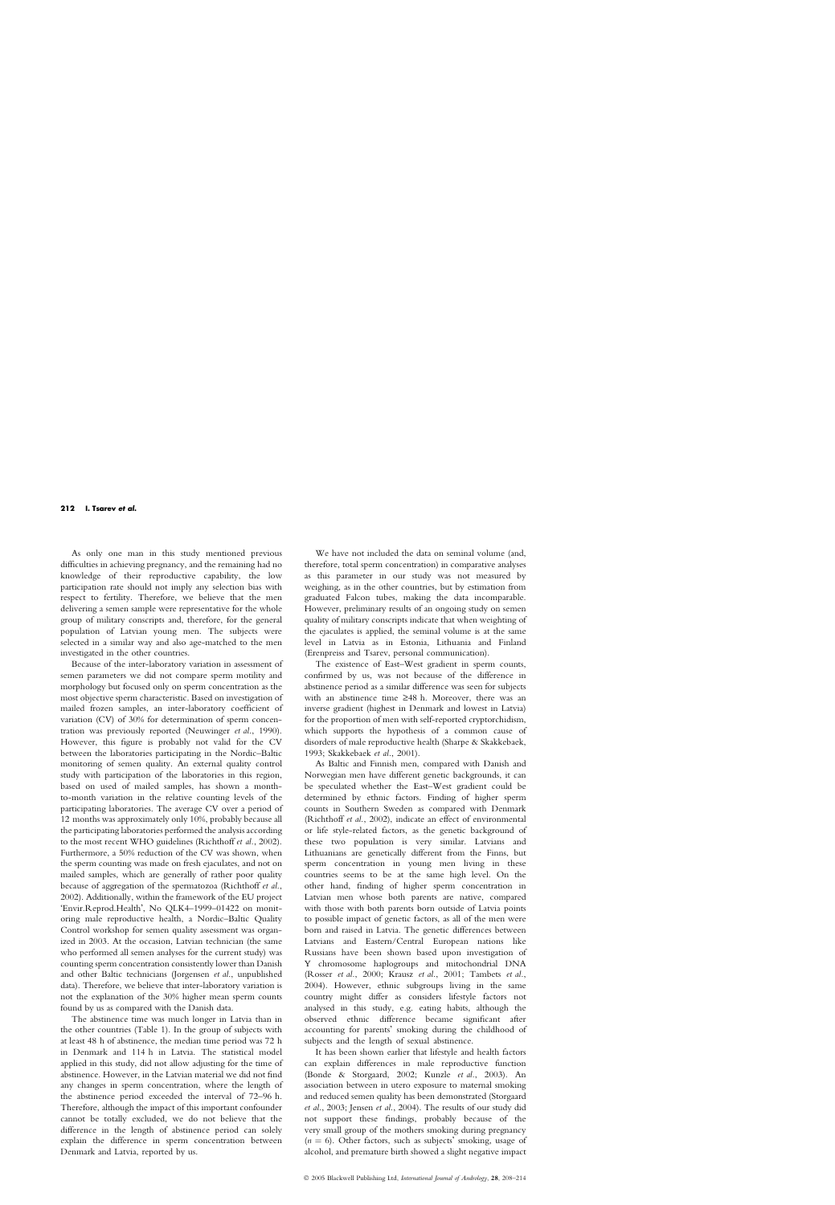As only one man in this study mentioned previous difficulties in achieving pregnancy, and the remaining had no knowledge of their reproductive capability, the low participation rate should not imply any selection bias with respect to fertility. Therefore, we believe that the men delivering a semen sample were representative for the whole group of military conscripts and, therefore, for the general population of Latvian young men. The subjects were selected in a similar way and also age-matched to the men investigated in the other countries.

Because of the inter-laboratory variation in assessment of semen parameters we did not compare sperm motility and morphology but focused only on sperm concentration as the most objective sperm characteristic. Based on investigation of mailed frozen samples, an inter-laboratory coefficient of variation (CV) of 30% for determination of sperm concentration was previously reported (Neuwinger *et al.*, 1990). However, this figure is probably not valid for the CV between the laboratories participating in the Nordic–Baltic monitoring of semen quality. An external quality control study with participation of the laboratories in this region, based on used of mailed samples, has shown a month-to-month variation in the relative counting levels of the participating laboratories. The average CV over a period of 12 months was approximately only 10%, probably because all the participating laboratories performed the analysis according to the most recent WHO guidelines (Richthoff *et al.*, 2002). Furthermore, a 50% reduction of the CV was shown, when the sperm counting was made on fresh ejaculates, and not on mailed samples, which are generally of rather poor quality because of aggregation of the spermatozoa (Richthoff *et al.*, 2002). Additionally, within the framework of the EU project 'Envir.Reprod.Health', No QLK4–1999–01422 on monitoring male reproductive health, a Nordic–Baltic Quality Control workshop for semen quality assessment was organized in 2003. At the occasion, Latvian technician (the same who performed all semen analyses for the current study) was counting sperm concentration consistently lower than Danish and other Baltic technicians (Jorgensen *et al.*, unpublished data). Therefore, we believe that inter-laboratory variation is not the explanation of the 30% higher mean sperm counts found by us as compared with the Danish data.

The abstinence time was much longer in Latvia than in the other countries (Table 1). In the group of subjects with at least 48 h of abstinence, the median time period was 72 h in Denmark and 114 h in Latvia. The statistical model applied in this study, did not allow adjusting for the time of abstinence. However, in the Latvian material we did not find any changes in sperm concentration, where the length of the abstinence period exceeded the interval of 72–96 h. Therefore, although the impact of this important confounder cannot be totally excluded, we do not believe that the difference in the length of abstinence period can solely explain the difference in sperm concentration between Denmark and Latvia, reported by us.

We have not included the data on seminal volume (and, therefore, total sperm concentration) in comparative analyses as this parameter in our study was not measured by weighing, as in the other countries, but by estimation from graduated Falcon tubes, making the data incomparable. However, preliminary results of an ongoing study on semen quality of military conscripts indicate that when weighting of the ejaculates is applied, the seminal volume is at the same level in Latvia as in Estonia, Lithuania and Finland (Erenpreiss and Tsarev, personal communication).

The existence of East–West gradient in sperm counts, confirmed by us, was not because of the difference in abstinence period as a similar difference was seen for subjects with an abstinence time ≥48 h. Moreover, there was an inverse gradient (highest in Denmark and lowest in Latvia) for the proportion of men with self-reported cryptorchidism, which supports the hypothesis of a common cause of disorders of male reproductive health (Sharpe & Skakkebaek, 1993; Skakkebaek *et al.*, 2001).

As Baltic and Finnish men, compared with Danish and Norwegian men have different genetic backgrounds, it can be speculated whether the East–West gradient could be determined by ethnic factors. Finding of higher sperm counts in Southern Sweden as compared with Denmark (Richthoff *et al.*, 2002), indicate an effect of environmental or life style-related factors, as the genetic background of these two population is very similar. Latvians and Lithuanians are genetically different from the Finns, but sperm concentration in young men living in these countries seems to be at the same high level. On the other hand, finding of higher sperm concentration in Latvian men whose both parents are native, compared with those with both parents born outside of Latvia points to possible impact of genetic factors, as all of the men were born and raised in Latvia. The genetic differences between Latvians and Eastern/Central European nations like Russians have been shown based upon investigation of Y chromosome haplogroups and mitochondrial DNA (Rosser *et al.*, 2000; Krausz *et al.*, 2001; Tambets *et al.*, 2004). However, ethnic subgroups living in the same country might differ as considers lifestyle factors not analysed in this study, e.g. eating habits, although the observed ethnic difference became significant after accounting for parents' smoking during the childhood of subjects and the length of sexual abstinence.

It has been shown earlier that lifestyle and health factors can explain differences in male reproductive function (Bonde & Storgaard, 2002; Kunzle *et al.*, 2003). An association between in utero exposure to maternal smoking and reduced semen quality has been demonstrated (Storgaard *et al.*, 2003; Jensen *et al.*, 2004). The results of our study did not support these findings, probably because of the very small group of the mothers smoking during pregnancy ($n = 6$). Other factors, such as subjects' smoking, usage of alcohol, and premature birth showed a slight negative impact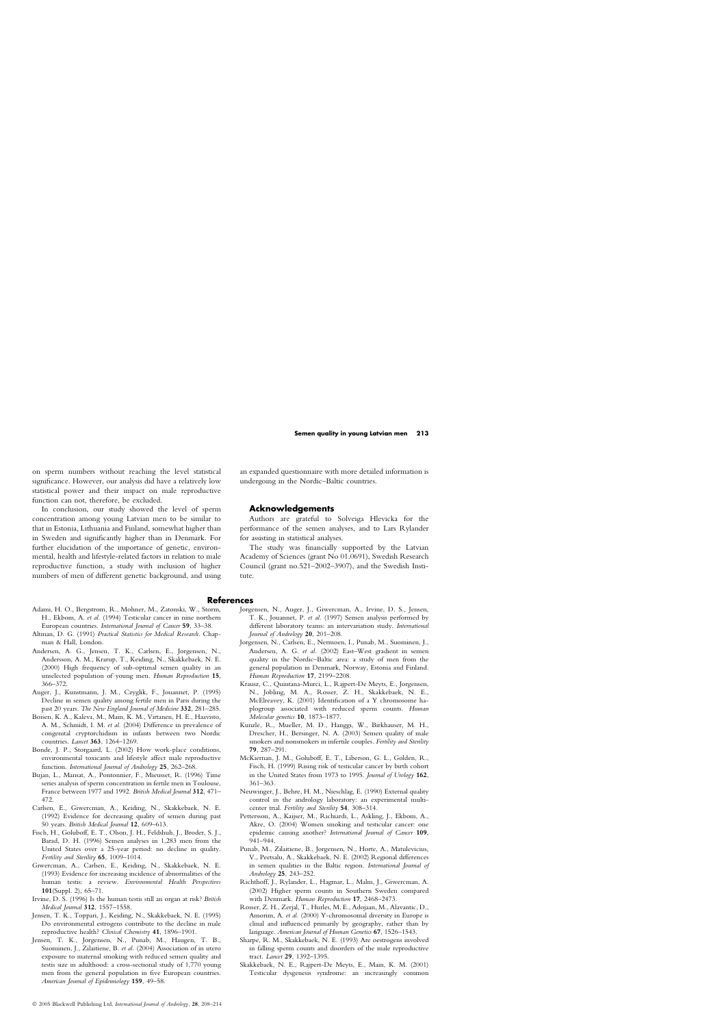on sperm numbers without reaching the level statistical significance. However, our analysis did have a relatively low statistical power and their impact on male reproductive function can not, therefore, be excluded.

In conclusion, our study showed the level of sperm concentration among young Latvian men to be similar to that in Estonia, Lithuania and Finland, somewhat higher than in Sweden and significantly higher than in Denmark. For further elucidation of the importance of genetic, environmental, health and lifestyle-related factors in relation to male reproductive function, a study with inclusion of higher numbers of men of different genetic background, and using an expanded questionnaire with more detailed information is undergoing in the Nordic–Baltic countries.

## Acknowledgements

Authors are grateful to Solveiga Hlevicka for the performance of the semen analyses, and to Lars Rylander for assisting in statistical analyses.

The study was financially supported by the Latvian Academy of Sciences (grant No 01.0691), Swedish Research Council (grant no.521–2002–3907), and the Swedish Institute.

## References

Adami, H. O., Bergstrom, R., Mohner, M., Zatonski, W., Storm, H., Ekbom, A. *et al.* (1994) Testicular cancer in nine northern European countries. *International Journal of Cancer* **59**, 33–38.

Altman, D. G. (1991) *Practical Statistics for Medical Research*. Chapman & Hall, London.

Andersen, A. G., Jensen, T. K., Carlsen, E., Jorgensen, N., Andersson, A. M., Krarup, T., Keiding, N., Skakkebaek, N. E. (2000) High frequency of sub-optimal semen quality in an unselected population of young men. *Human Reproduction* **15**, 366–372.

Auger, J., Kunstmann, J. M., Czyglik, F., Jouannet, P. (1995) Decline in semen quality among fertile men in Paris during the past 20 years. *The New England Journal of Medicine* **332**, 281–285.

Boisen, K. A., Kaleva, M., Main, K. M., Virtanen, H. E., Haavisto, A. M., Schmidt, I. M. *et al.* (2004) Difference in prevalence of congenital cryptorchidism in infants between two Nordic countries. *Lancet* **363**, 1264–1269.

Bonde, J. P., Storgaard, L. (2002) How work-place conditions, environmental toxicants and lifestyle affect male reproductive function. *International Journal of Andrology* **25**, 262–268.

Bujan, L., Mansat, A., Pontonnier, F., Mieusset, R. (1996) Time series analysis of sperm concentration in fertile men in Toulouse, France between 1977 and 1992. *British Medical Journal* **312**, 471–472.

Carlsen, E., Giwercman, A., Keiding, N., Skakkebaek, N. E. (1992) Evidence for decreasing quality of semen during past 50 years. *British Medical Journal* **12**, 609–613.

Fisch, H., Goluboff, E. T., Olson, J. H., Feldshuh, J., Broder, S. J., Barad, D. H. (1996) Semen analyses in 1,283 men from the United States over a 25-year period: no decline in quality. *Fertility and Sterility* **65**, 1009–1014.

Giwercman, A., Carlsen, E., Keiding, N., Skakkebaek, N. E. (1993) Evidence for increasing incidence of abnormalities of the human testis: a review. *Environmental Health Perspectives* **101**(Suppl. 2), 65–71.

Irvine, D. S. (1996) Is the human testis still an organ at risk? *British Medical Journal* **312**, 1557–1558.

Jensen, T. K., Toppari, J., Keiding, N., Skakkebaek, N. E. (1995) Do environmental estrogens contribute to the decline in male reproductive health? *Clinical Chemistry* **41**, 1896–1901.

Jensen, T. K., Jorgensen, N., Punab, M., Haugen, T. B., Suominen, J., Zilaitiene, B. *et al.* (2004) Association of in utero exposure to maternal smoking with reduced semen quality and testis size in adulthood: a cross-sectional study of 1,770 young men from the general population in five European countries. *American Journal of Epidemiology* **159**, 49–58.

Jorgensen, N., Auger, J., Giwercman, A., Irvine, D. S., Jensen, T. K., Jouannet, P. *et al.* (1997) Semen analysis performed by different laboratory teams: an intervariation study. *International Journal of Andrology* **20**, 201–208.

Jorgensen, N., Carlsen, E., Nermoen, I., Punab, M., Suominen, J., Andersen, A. G. *et al.* (2002) East–West gradient in semen quality in the Nordic–Baltic area: a study of men from the general population in Denmark, Norway, Estonia and Finland. *Human Reproduction* **17**, 2199–2208.

Krausz, C., Quintana-Murci, L., Rajpert-De Meyts, E., Jorgensen, N., Jobling, M. A., Rosser, Z. H., Skakkebaek, N. E., McElreavey, K. (2001) Identification of a Y chromosome haplogroup associated with reduced sperm counts. *Human Molecular genetics* **10**, 1873–1877.

Kunzle, R., Mueller, M. D., Hanggi, W., Birkhauser, M. H., Drescher, H., Bersinger, N. A. (2003) Semen quality of male smokers and nonsmokers in infertile couples. *Fertility and Sterility* **79**, 287–291.

McKiernan, J. M., Goluboff, E. T., Liberson, G. L., Golden, R., Fisch, H. (1999) Rising risk of testicular cancer by birth cohort in the United States from 1973 to 1995. *Journal of Urology* **162**, 361–363.

Neuwinger, J., Behre, H. M., Nieschlag, E. (1990) External quality control in the andrology laboratory: an experimental multicenter trial. *Fertility and Sterility* **54**, 308–314.

Pettersson, A., Kaijser, M., Richiardi, L., Askling, J., Ekbom, A., Akre, O. (2004) Women smoking and testicular cancer: one epidemic causing another? *International Journal of Cancer* **109**, 941–944.

Punab, M., Zilaitiene, B., Jorgensen, N., Horte, A., Matulevicius, V., Peetsalu, A., Skakkebaek, N. E. (2002) Regional differences in semen qualities in the Baltic region. *International Journal of Andrology* **25**, 243–252.

Richthoff, J., Rylander, L., Hagmar, L., Malm, J., Giwercman, A. (2002) Higher sperm counts in Southern Sweden compared with Denmark. *Human Reproduction* **17**, 2468–2473.

Rosser, Z. H., Zerjal, T., Hurles, M. E., Adojaan, M., Alavantic, D., Amorim, A. *et al.* (2000) Y-chromosomal diversity in Europe is clinal and influenced primarily by geography, rather than by language. *American Journal of Human Genetics* **67**, 1526–1543.

Sharpe, R. M., Skakkebaek, N. E. (1993) Are oestrogens involved in falling sperm counts and disorders of the male reproductive tract. *Lancet* **29**, 1392–1395.

Skakkebaek, N. E., Rajpert-De Meyts, E., Main, K. M. (2001) Testicular dysgenesis syndrome: an increasingly common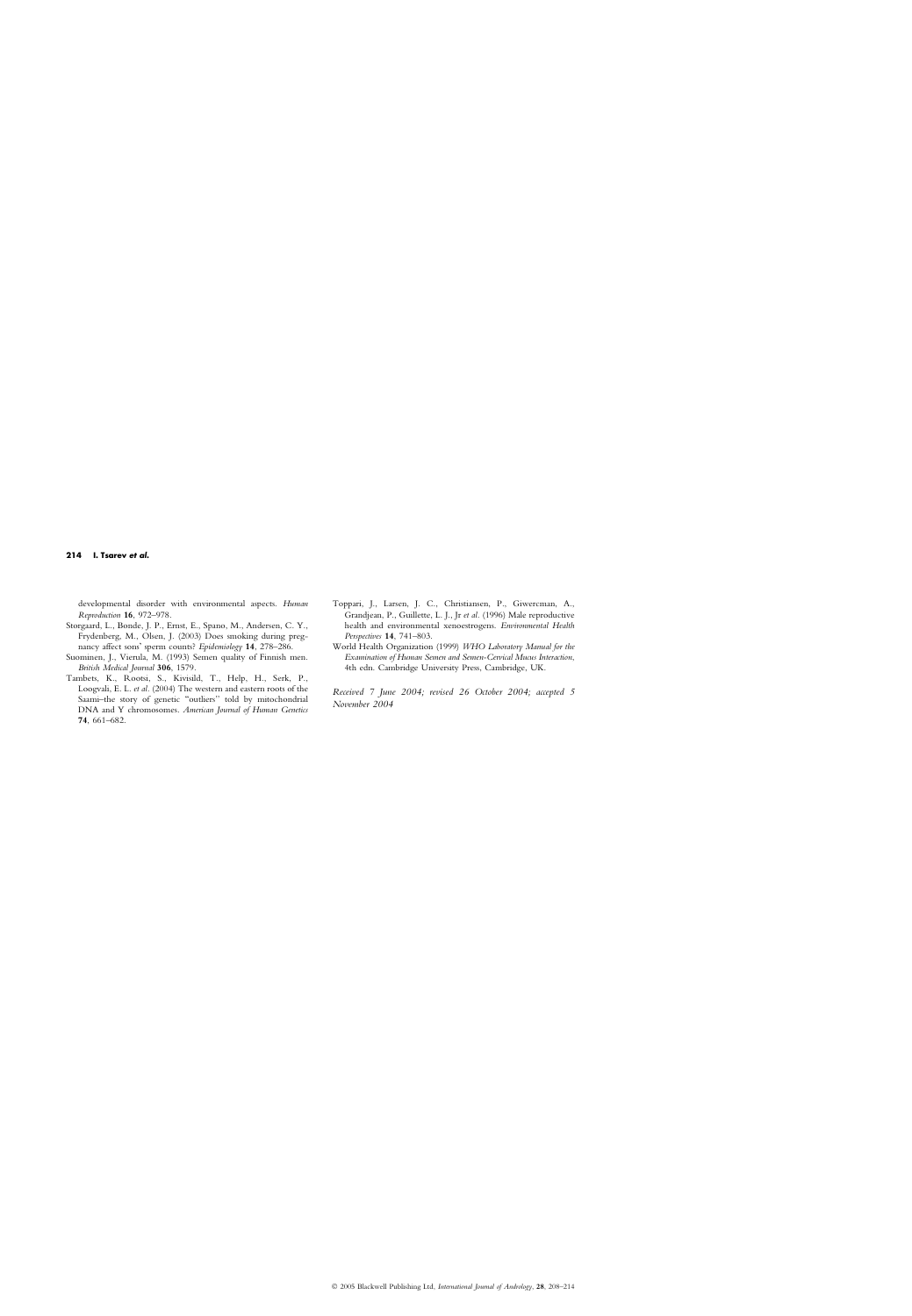developmental disorder with environmental aspects. *Human Reproduction* **16**, 972–978.

Storgaard, L., Bonde, J. P., Ernst, E., Spano, M., Andersen, C. Y., Frydenberg, M., Olsen, J. (2003) Does smoking during pregnancy affect sons' sperm counts? *Epidemiology* **14**, 278–286.

Suominen, J., Vierula, M. (1993) Semen quality of Finnish men. *British Medical Journal* **306**, 1579.

Tambets, K., Rootsi, S., Kivisild, T., Help, H., Serk, P., Loogvali, E. L. *et al*. (2004) The western and eastern roots of the Saami–the story of genetic "outliers" told by mitochondrial DNA and Y chromosomes. *American Journal of Human Genetics* **74**, 661–682.

Toppari, J., Larsen, J. C., Christiansen, P., Giwercman, A., Grandjean, P., Guillette, L. J., Jr *et al*. (1996) Male reproductive health and environmental xenoestrogens. *Environmental Health Perspectives* **14**, 741–803.

World Health Organization (1999) *WHO Laboratory Manual for the Examination of Human Semen and Semen-Cervical Mucus Interaction*, 4th edn. Cambridge University Press, Cambridge, UK.

*Received 7 June 2004; revised 26 October 2004; accepted 5 November 2004*